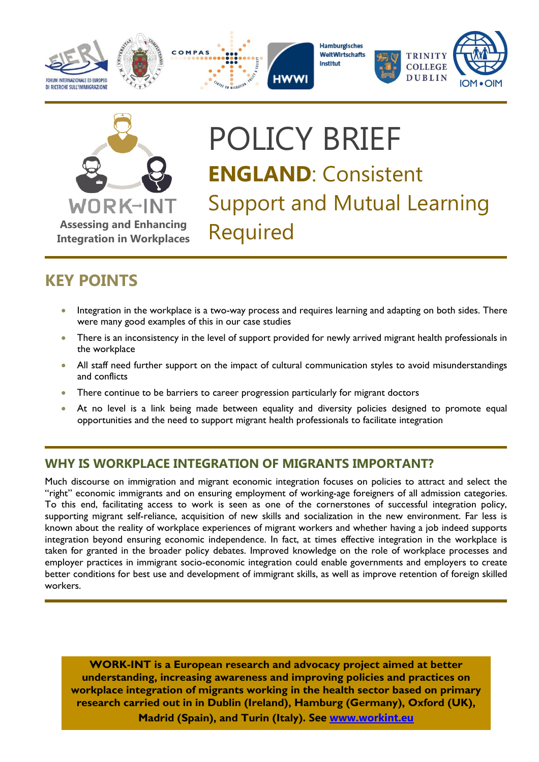WORK-INT

**Assessing and Enhancing Integration in Workplaces**

# POLICY BRIEF

## **ENGLAND**: Consistent Support and Mutual Learning Required

## KEY POINTS

- Integration in the workplace is a two-way process and requires learning and adapting on both sides. There were many good examples of this in our case studies
- There is an inconsistency in the level of support provided for newly arrived migrant health professionals in the workplace
- All staff need further support on the impact of cultural communication styles to avoid misunderstandings and conflicts
- There continue to be barriers to career progression particularly for migrant doctors
- At no level is a link being made between equality and diversity policies designed to promote equal opportunities and the need to support migrant health professionals to facilitate integration

## WHY IS WORKPLACE INTEGRATION OF MIGRANTS IMPORTANT?

Much discourse on immigration and migrant economic integration focuses on policies to attract and select the "right" economic immigrants and on ensuring employment of working-age foreigners of all admission categories. To this end, facilitating access to work is seen as one of the cornerstones of successful integration policy, supporting migrant self-reliance, acquisition of new skills and socialization in the new environment. Far less is known about the reality of workplace experiences of migrant workers and whether having a job indeed supports integration beyond ensuring economic independence. In fact, at times effective integration in the workplace is taken for granted in the broader policy debates. Improved knowledge on the role of workplace processes and employer practices in immigrant socio-economic integration could enable governments and employers to create better conditions for best use and development of immigrant skills, as well as improve retention of foreign skilled workers.

**WORK-INT is a European research and advocacy project aimed at better understanding, increasing awareness and improving policies and practices on workplace integration of migrants working in the health sector based on primary research carried out in in Dublin (Ireland), Hamburg (Germany), Oxford (UK), Madrid (Spain), and Turin (Italy). See [www.workint.eu](http://www.workint.eu)**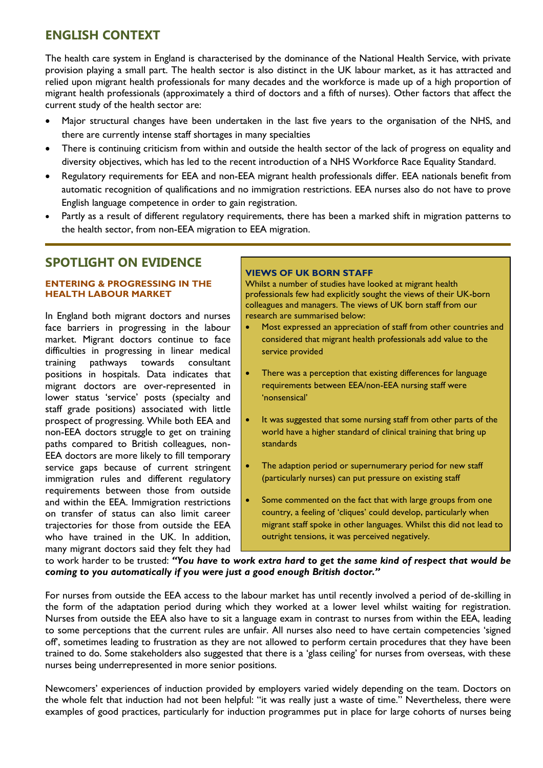## ENGLISH CONTEXT

The health care system in England is characterised by the dominance of the National Health Service, with private provision playing a small part. The health sector is also distinct in the UK labour market, as it has attracted and relied upon migrant health professionals for many decades and the workforce is made up of a high proportion of migrant health professionals (approximately a third of doctors and a fifth of nurses). Other factors that affect the current study of the health sector are:

- Major structural changes have been undertaken in the last five years to the organisation of the NHS, and there are currently intense staff shortages in many specialties
- There is continuing criticism from within and outside the health sector of the lack of progress on equality and diversity objectives, which has led to the recent introduction of a NHS Workforce Race Equality Standard.
- Regulatory requirements for EEA and non-EEA migrant health professionals differ. EEA nationals benefit from automatic recognition of qualifications and no immigration restrictions. EEA nurses also do not have to prove English language competence in order to gain registration.
- Partly as a result of different regulatory requirements, there has been a marked shift in migration patterns to the health sector, from non-EEA migration to EEA migration.

## SPOTLIGHT ON EVIDENCE

### ENTERING & PROGRESSING IN THE HEALTH LABOUR MARKET

In England both migrant doctors and nurses face barriers in progressing in the labour market. Migrant doctors continue to face difficulties in progressing in linear medical training pathways towards consultant positions in hospitals. Data indicates that migrant doctors are over-represented in lower status 'service' posts (specialty and staff grade positions) associated with little prospect of progressing. While both EEA and non-EEA doctors struggle to get on training paths compared to British colleagues, non-EEA doctors are more likely to fill temporary service gaps because of current stringent immigration rules and different regulatory requirements between those from outside and within the EEA. Immigration restrictions on transfer of status can also limit career trajectories for those from outside the EEA who have trained in the UK. In addition, many migrant doctors said they felt they had to work harder to be trusted: ***"You have to work extra hard to get the same kind of respect that would be coming to you automatically if you were just a good enough British doctor."***

For nurses from outside the EEA access to the labour market has until recently involved a period of de-skilling in the form of the adaptation period during which they worked at a lower level whilst waiting for registration. Nurses from outside the EEA also have to sit a language exam in contrast to nurses from within the EEA, leading to some perceptions that the current rules are unfair. All nurses also need to have certain competencies 'signed off', sometimes leading to frustration as they are not allowed to perform certain procedures that they have been trained to do. Some stakeholders also suggested that there is a 'glass ceiling' for nurses from overseas, with these nurses being underrepresented in more senior positions.

Newcomers' experiences of induction provided by employers varied widely depending on the team. Doctors on the whole felt that induction had not been helpful: "it was really just a waste of time." Nevertheless, there were examples of good practices, particularly for induction programmes put in place for large cohorts of nurses being

### VIEWS OF UK BORN STAFF

Whilst a number of studies have looked at migrant health professionals few had explicitly sought the views of their UK-born colleagues and managers. The views of UK born staff from our research are summarised below:

- Most expressed an appreciation of staff from other countries and considered that migrant health professionals add value to the service provided
- There was a perception that existing differences for language requirements between EEA/non-EEA nursing staff were 'nonsensical'
- It was suggested that some nursing staff from other parts of the world have a higher standard of clinical training that bring up standards
- The adaption period or supernumerary period for new staff (particularly nurses) can put pressure on existing staff
- Some commented on the fact that with large groups from one country, a feeling of 'cliques' could develop, particularly when migrant staff spoke in other languages. Whilst this did not lead to outright tensions, it was perceived negatively.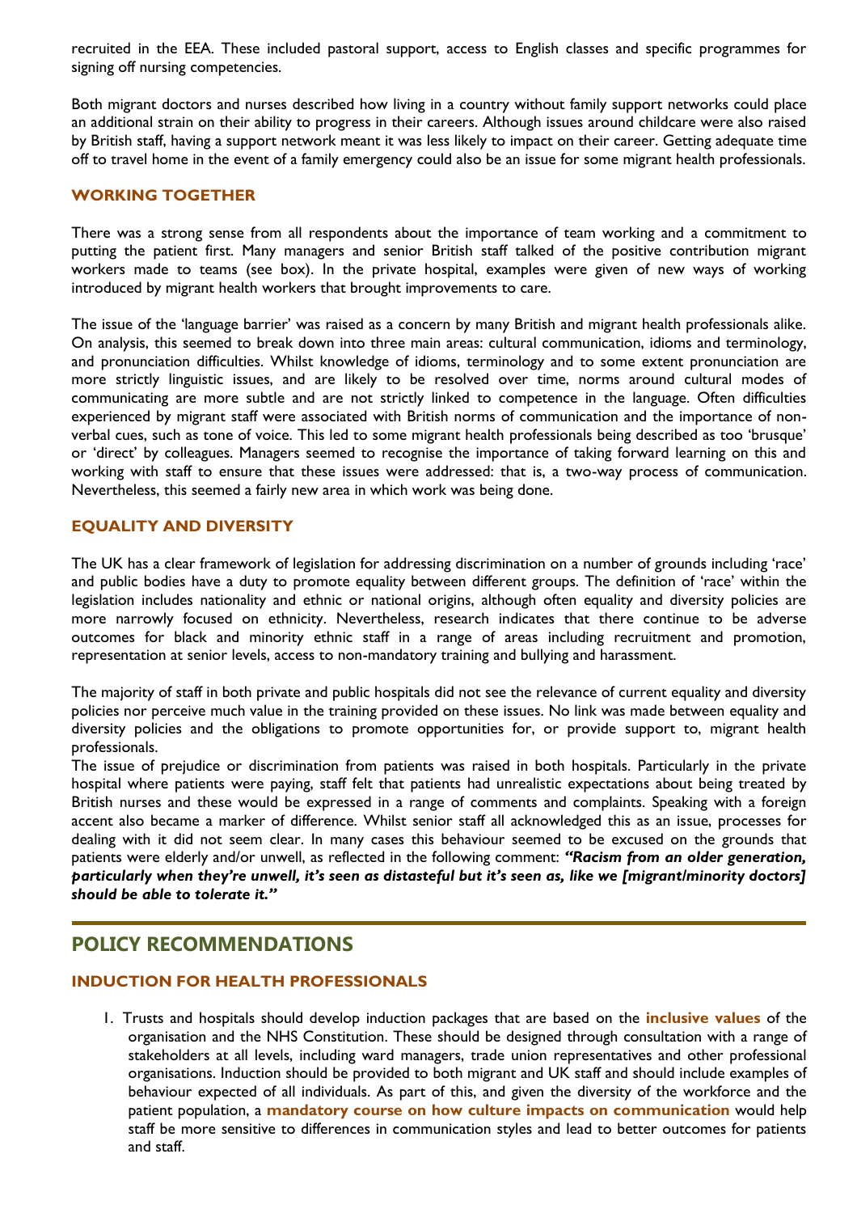recruited in the EEA. These included pastoral support, access to English classes and specific programmes for signing off nursing competencies.

Both migrant doctors and nurses described how living in a country without family support networks could place an additional strain on their ability to progress in their careers. Although issues around childcare were also raised by British staff, having a support network meant it was less likely to impact on their career. Getting adequate time off to travel home in the event of a family emergency could also be an issue for some migrant health professionals.

### WORKING TOGETHER

There was a strong sense from all respondents about the importance of team working and a commitment to putting the patient first. Many managers and senior British staff talked of the positive contribution migrant workers made to teams (see box). In the private hospital, examples were given of new ways of working introduced by migrant health workers that brought improvements to care.

The issue of the 'language barrier' was raised as a concern by many British and migrant health professionals alike. On analysis, this seemed to break down into three main areas: cultural communication, idioms and terminology, and pronunciation difficulties. Whilst knowledge of idioms, terminology and to some extent pronunciation are more strictly linguistic issues, and are likely to be resolved over time, norms around cultural modes of communicating are more subtle and are not strictly linked to competence in the language. Often difficulties experienced by migrant staff were associated with British norms of communication and the importance of non-verbal cues, such as tone of voice. This led to some migrant health professionals being described as too 'brusque' or 'direct' by colleagues. Managers seemed to recognise the importance of taking forward learning on this and working with staff to ensure that these issues were addressed: that is, a two-way process of communication. Nevertheless, this seemed a fairly new area in which work was being done.

### EQUALITY AND DIVERSITY

The UK has a clear framework of legislation for addressing discrimination on a number of grounds including 'race' and public bodies have a duty to promote equality between different groups. The definition of 'race' within the legislation includes nationality and ethnic or national origins, although often equality and diversity policies are more narrowly focused on ethnicity. Nevertheless, research indicates that there continue to be adverse outcomes for black and minority ethnic staff in a range of areas including recruitment and promotion, representation at senior levels, access to non-mandatory training and bullying and harassment.

The majority of staff in both private and public hospitals did not see the relevance of current equality and diversity policies nor perceive much value in the training provided on these issues. No link was made between equality and diversity policies and the obligations to promote opportunities for, or provide support to, migrant health professionals.

The issue of prejudice or discrimination from patients was raised in both hospitals. Particularly in the private hospital where patients were paying, staff felt that patients had unrealistic expectations about being treated by British nurses and these would be expressed in a range of comments and complaints. Speaking with a foreign accent also became a marker of difference. Whilst senior staff all acknowledged this as an issue, processes for dealing with it did not seem clear. In many cases this behaviour seemed to be excused on the grounds that patients were elderly and/or unwell, as reflected in the following comment: ***"Racism from an older generation, particularly when they're unwell, it's seen as distasteful but it's seen as, like we [migrant/minority doctors] should be able to tolerate it."***

## POLICY RECOMMENDATIONS

### INDUCTION FOR HEALTH PROFESSIONALS

1. Trusts and hospitals should develop induction packages that are based on the **inclusive values** of the organisation and the NHS Constitution. These should be designed through consultation with a range of stakeholders at all levels, including ward managers, trade union representatives and other professional organisations. Induction should be provided to both migrant and UK staff and should include examples of behaviour expected of all individuals. As part of this, and given the diversity of the workforce and the patient population, a **mandatory course on how culture impacts on communication** would help staff be more sensitive to differences in communication styles and lead to better outcomes for patients and staff.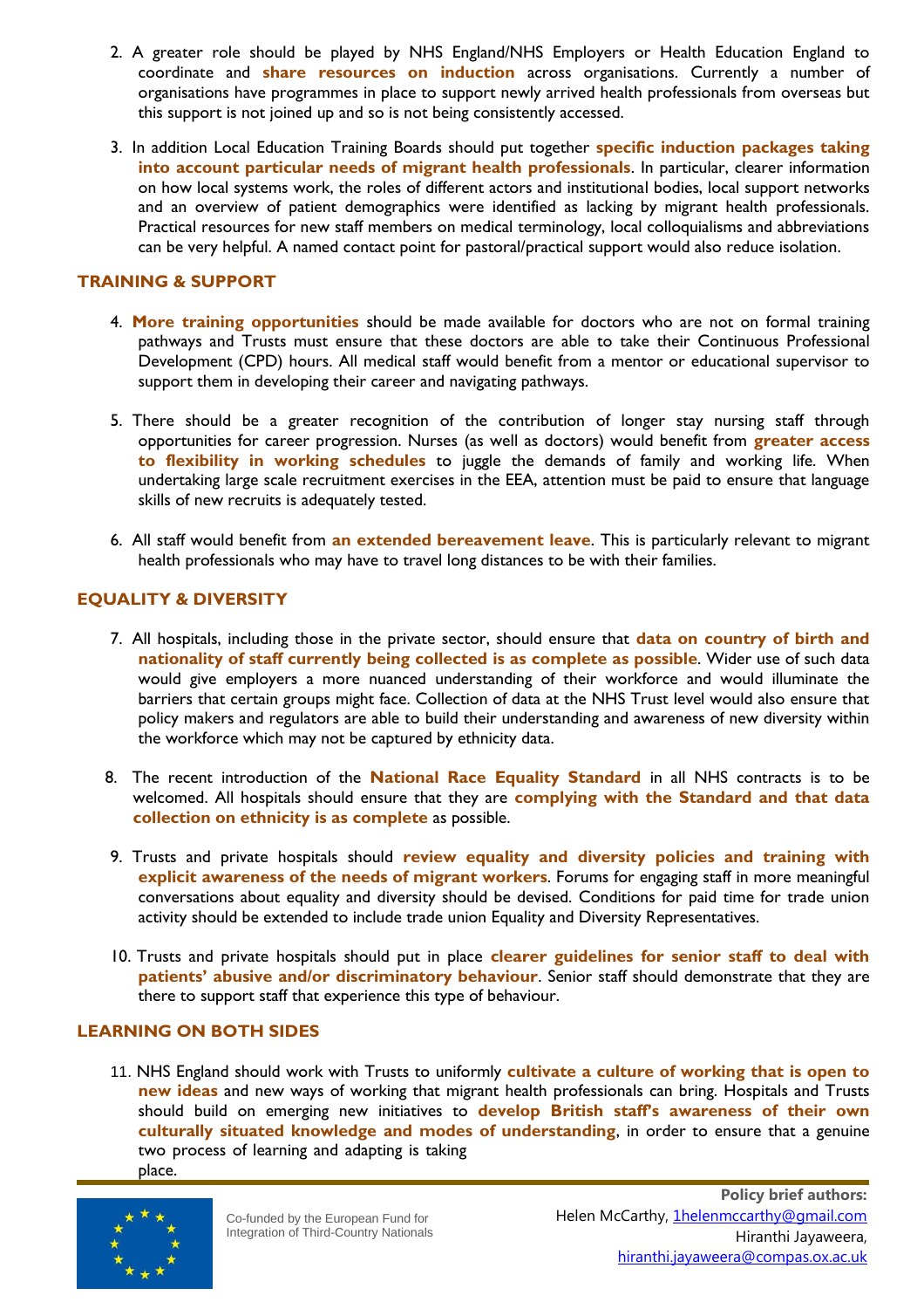2. A greater role should be played by NHS England/NHS Employers or Health Education England to coordinate and **share resources on induction** across organisations. Currently a number of organisations have programmes in place to support newly arrived health professionals from overseas but this support is not joined up and so is not being consistently accessed.

3. In addition Local Education Training Boards should put together **specific induction packages taking into account particular needs of migrant health professionals**. In particular, clearer information on how local systems work, the roles of different actors and institutional bodies, local support networks and an overview of patient demographics were identified as lacking by migrant health professionals. Practical resources for new staff members on medical terminology, local colloquialisms and abbreviations can be very helpful. A named contact point for pastoral/practical support would also reduce isolation.

## TRAINING & SUPPORT

4. **More training opportunities** should be made available for doctors who are not on formal training pathways and Trusts must ensure that these doctors are able to take their Continuous Professional Development (CPD) hours. All medical staff would benefit from a mentor or educational supervisor to support them in developing their career and navigating pathways.

5. There should be a greater recognition of the contribution of longer stay nursing staff through opportunities for career progression. Nurses (as well as doctors) would benefit from **greater access to flexibility in working schedules** to juggle the demands of family and working life. When undertaking large scale recruitment exercises in the EEA, attention must be paid to ensure that language skills of new recruits is adequately tested.

6. All staff would benefit from **an extended bereavement leave**. This is particularly relevant to migrant health professionals who may have to travel long distances to be with their families.

## EQUALITY & DIVERSITY

7. All hospitals, including those in the private sector, should ensure that **data on country of birth and nationality of staff currently being collected is as complete as possible**. Wider use of such data would give employers a more nuanced understanding of their workforce and would illuminate the barriers that certain groups might face. Collection of data at the NHS Trust level would also ensure that policy makers and regulators are able to build their understanding and awareness of new diversity within the workforce which may not be captured by ethnicity data.

8. The recent introduction of the **National Race Equality Standard** in all NHS contracts is to be welcomed. All hospitals should ensure that they are **complying with the Standard and that data collection on ethnicity is as complete** as possible.

9. Trusts and private hospitals should **review equality and diversity policies and training with explicit awareness of the needs of migrant workers**. Forums for engaging staff in more meaningful conversations about equality and diversity should be devised. Conditions for paid time for trade union activity should be extended to include trade union Equality and Diversity Representatives.

10. Trusts and private hospitals should put in place **clearer guidelines for senior staff to deal with patients' abusive and/or discriminatory behaviour**. Senior staff should demonstrate that they are there to support staff that experience this type of behaviour.

## LEARNING ON BOTH SIDES

11. NHS England should work with Trusts to uniformly **cultivate a culture of working that is open to new ideas** and new ways of working that migrant health professionals can bring. Hospitals and Trusts should build on emerging new initiatives to **develop British staff's awareness of their own culturally situated knowledge and modes of understanding**, in order to ensure that a genuine two process of learning and adapting is taking place.

Co-funded by the European Fund for Integration of Third-Country Nationals

**Policy brief authors:**
Helen McCarthy, 1helenmccarthy@gmail.com
Hiranthi Jayaweera, hiranthi.jayaweera@compas.ox.ac.uk